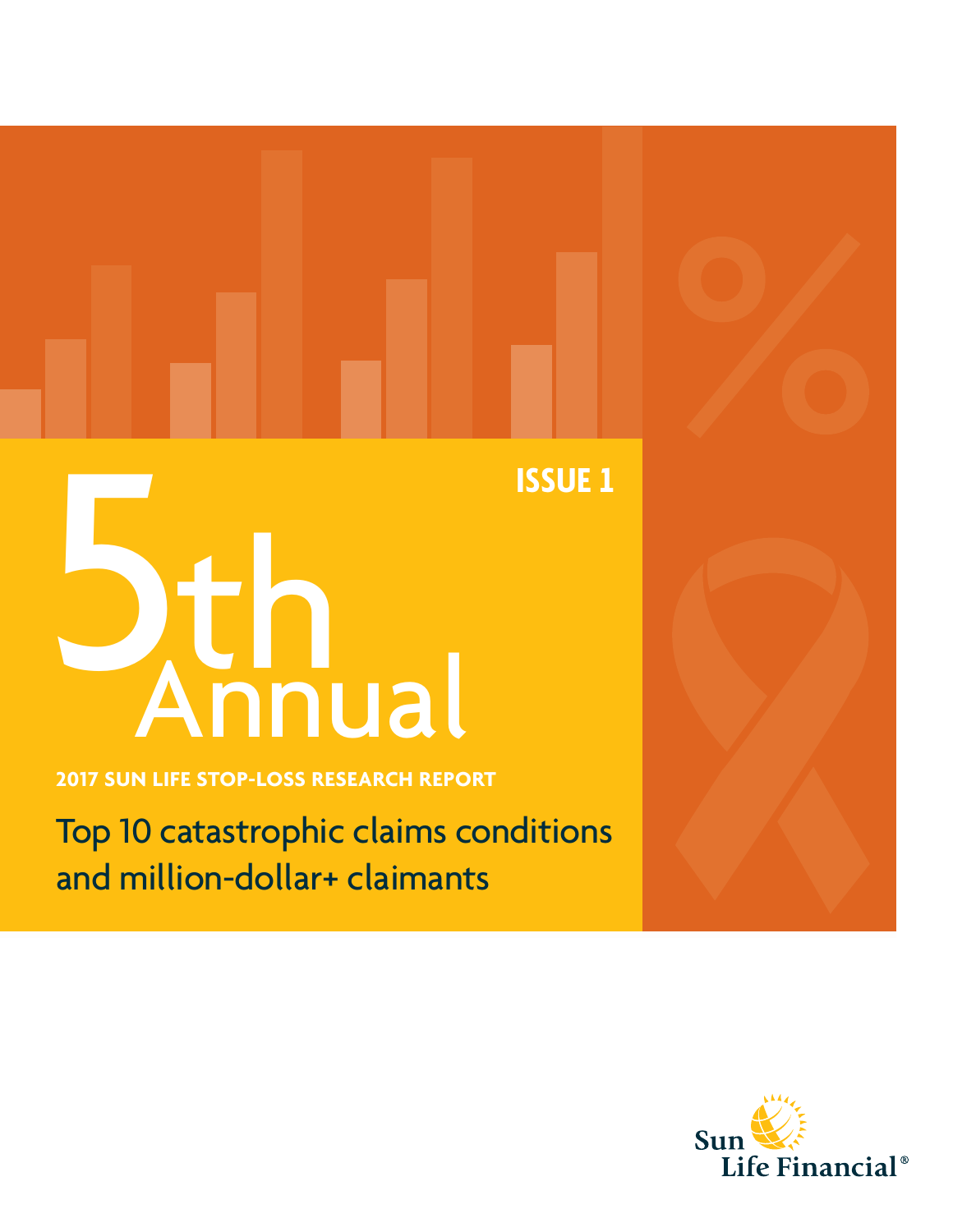ISSUE 1

# 5th Annual

**2017 SUN LIFE STOP-LOSS RESEARCH REPORT**

## Top 10 catastrophic claims conditions and million-dollar+ claimants

Sun Life Financial®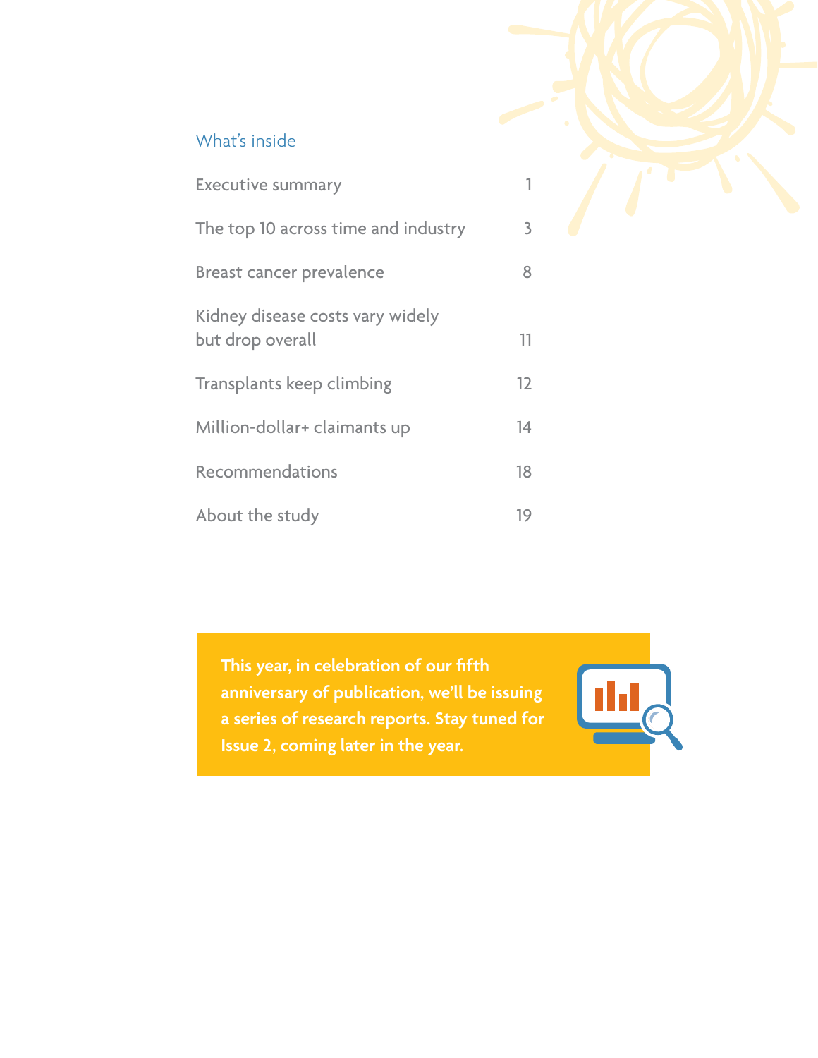## What's inside

| | |
|---|---|
| Executive summary | 1 |
| The top 10 across time and industry | 3 |
| Breast cancer prevalence | 8 |
| Kidney disease costs vary widely but drop overall | 11 |
| Transplants keep climbing | 12 |
| Million-dollar+ claimants up | 14 |
| Recommendations | 18 |
| About the study | 19 |

**This year, in celebration of our fifth anniversary of publication, we'll be issuing a series of research reports. Stay tuned for Issue 2, coming later in the year.**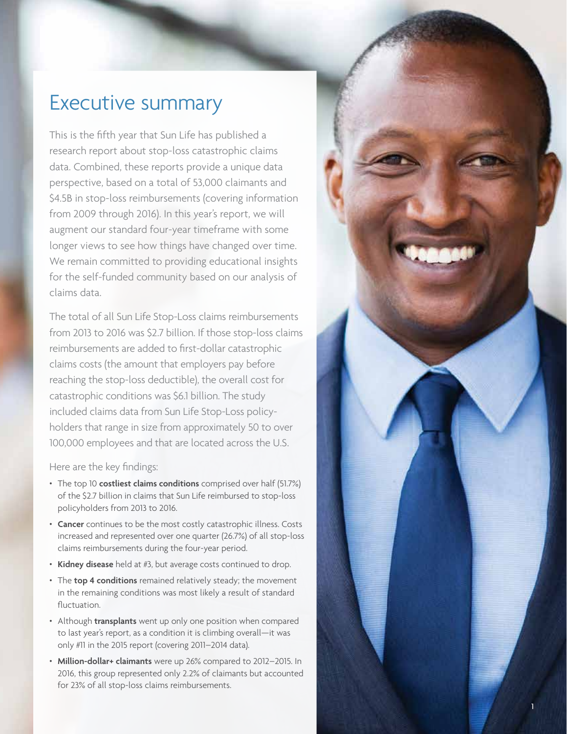# Executive summary

This is the fifth year that Sun Life has published a research report about stop-loss catastrophic claims data. Combined, these reports provide a unique data perspective, based on a total of 53,000 claimants and $4.5B in stop-loss reimbursements (covering information from 2009 through 2016). In this year's report, we will augment our standard four-year timeframe with some longer views to see how things have changed over time. We remain committed to providing educational insights for the self-funded community based on our analysis of claims data.

The total of all Sun Life Stop-Loss claims reimbursements from 2013 to 2016 was $2.7 billion. If those stop-loss claims reimbursements are added to first-dollar catastrophic claims costs (the amount that employers pay before reaching the stop-loss deductible), the overall cost for catastrophic conditions was $6.1 billion. The study included claims data from Sun Life Stop-Loss policy-holders that range in size from approximately 50 to over 100,000 employees and that are located across the U.S.

Here are the key findings:

- The top 10 **costliest claims conditions** comprised over half (51.7%) of the $2.7 billion in claims that Sun Life reimbursed to stop-loss policyholders from 2013 to 2016.
- **Cancer** continues to be the most costly catastrophic illness. Costs increased and represented over one quarter (26.7%) of all stop-loss claims reimbursements during the four-year period.
- **Kidney disease** held at #3, but average costs continued to drop.
- The **top 4 conditions** remained relatively steady; the movement in the remaining conditions was most likely a result of standard fluctuation.
- Although **transplants** went up only one position when compared to last year's report, as a condition it is climbing overall—it was only #11 in the 2015 report (covering 2011–2014 data).
- **Million-dollar+ claimants** were up 26% compared to 2012–2015. In 2016, this group represented only 2.2% of claimants but accounted for 23% of all stop-loss claims reimbursements.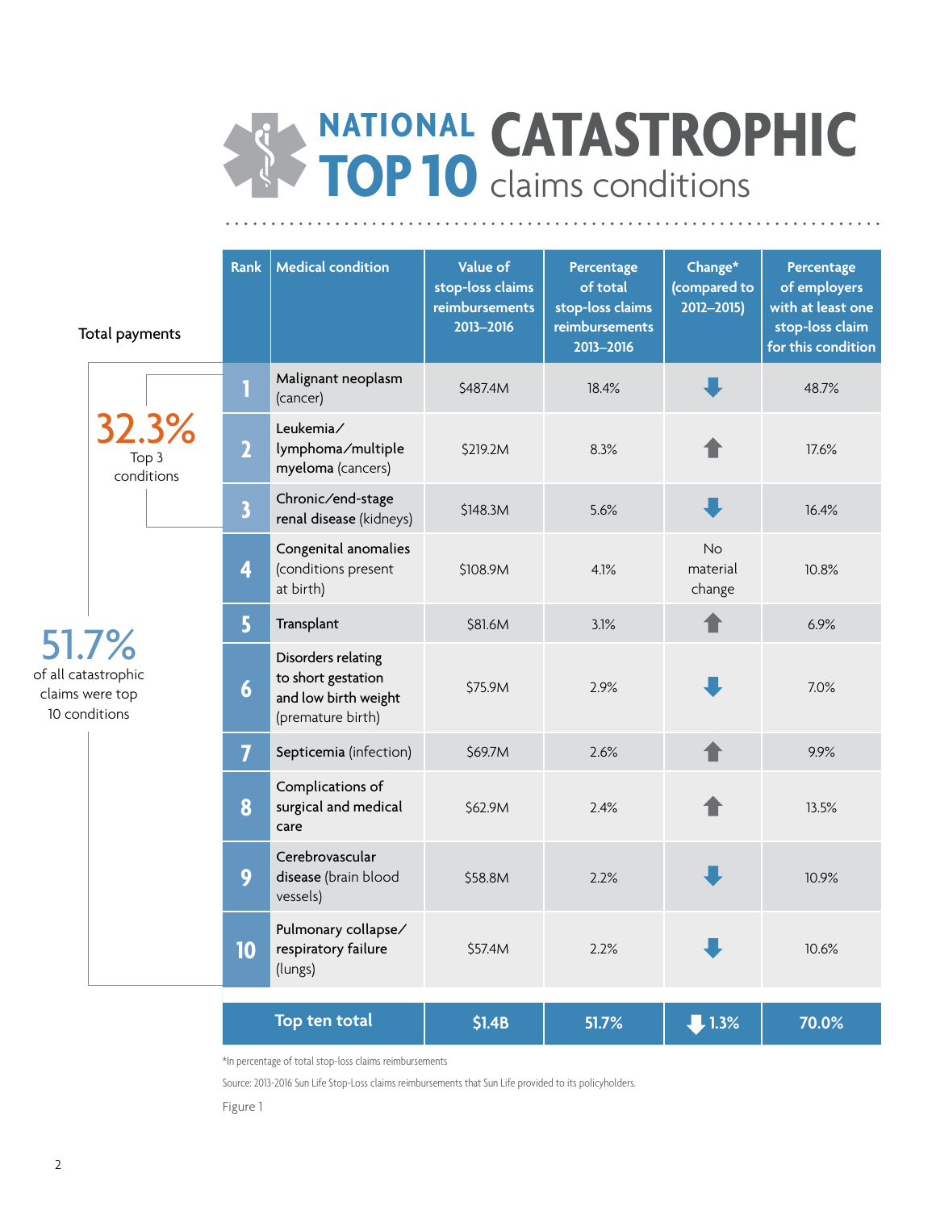# NATIONAL TOP 10 CATASTROPHIC claims conditions

Total payments

**32.3%** Top 3 conditions

**51.7%** of all catastrophic claims were top 10 conditions

| Rank | Medical condition | Value of stop-loss claims reimbursements 2013–2016 | Percentage of total stop-loss claims reimbursements 2013–2016 | Change* (compared to 2012–2015) | Percentage of employers with at least one stop-loss claim for this condition |
|---|---|---|---|---|---|
| 1 | **Malignant neoplasm** (cancer) | $487.4M | 18.4% | ↓ | 48.7% |
| 2 | **Leukemia/lymphoma/multiple myeloma** (cancers) | $219.2M | 8.3% | ↑ | 17.6% |
| 3 | **Chronic/end-stage renal disease** (kidneys) | $148.3M | 5.6% | ↓ | 16.4% |
| 4 | **Congenital anomalies** (conditions present at birth) | $108.9M | 4.1% | No material change | 10.8% |
| 5 | **Transplant** | $81.6M | 3.1% | ↑ | 6.9% |
| 6 | **Disorders relating to short gestation and low birth weight** (premature birth) | $75.9M | 2.9% | ↓ | 7.0% |
| 7 | **Septicemia** (infection) | $69.7M | 2.6% | ↑ | 9.9% |
| 8 | **Complications of surgical and medical care** | $62.9M | 2.4% | ↑ | 13.5% |
| 9 | **Cerebrovascular disease** (brain blood vessels) | $58.8M | 2.2% | ↓ | 10.9% |
| 10 | **Pulmonary collapse/respiratory failure** (lungs) | $57.4M | 2.2% | ↓ | 10.6% |
| | **Top ten total** | **$1.4B** | **51.7%** | **↓ 1.3%** | **70.0%** |

*In percentage of total stop-loss claims reimbursements

Source: 2013-2016 Sun Life Stop-Loss claims reimbursements that Sun Life provided to its policyholders.

Figure 1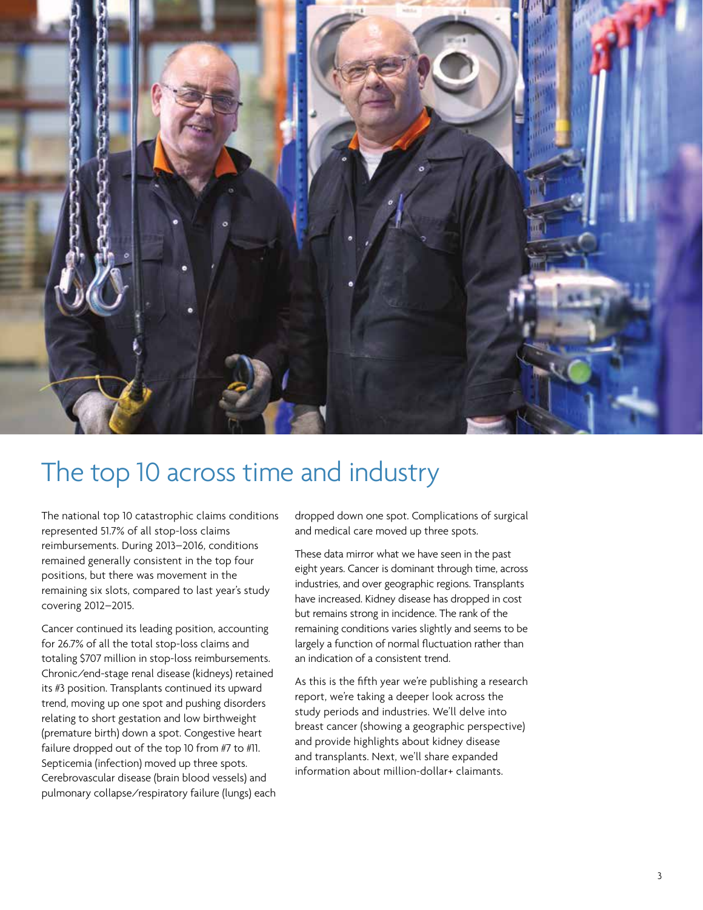# The top 10 across time and industry

The national top 10 catastrophic claims conditions represented 51.7% of all stop-loss claims reimbursements. During 2013–2016, conditions remained generally consistent in the top four positions, but there was movement in the remaining six slots, compared to last year's study covering 2012–2015.

Cancer continued its leading position, accounting for 26.7% of all the total stop-loss claims and totaling $707 million in stop-loss reimbursements. Chronic/end-stage renal disease (kidneys) retained its #3 position. Transplants continued its upward trend, moving up one spot and pushing disorders relating to short gestation and low birthweight (premature birth) down a spot. Congestive heart failure dropped out of the top 10 from #7 to #11. Septicemia (infection) moved up three spots. Cerebrovascular disease (brain blood vessels) and pulmonary collapse/respiratory failure (lungs) each dropped down one spot. Complications of surgical and medical care moved up three spots.

These data mirror what we have seen in the past eight years. Cancer is dominant through time, across industries, and over geographic regions. Transplants have increased. Kidney disease has dropped in cost but remains strong in incidence. The rank of the remaining conditions varies slightly and seems to be largely a function of normal fluctuation rather than an indication of a consistent trend.

As this is the fifth year we're publishing a research report, we're taking a deeper look across the study periods and industries. We'll delve into breast cancer (showing a geographic perspective) and provide highlights about kidney disease and transplants. Next, we'll share expanded information about million-dollar+ claimants.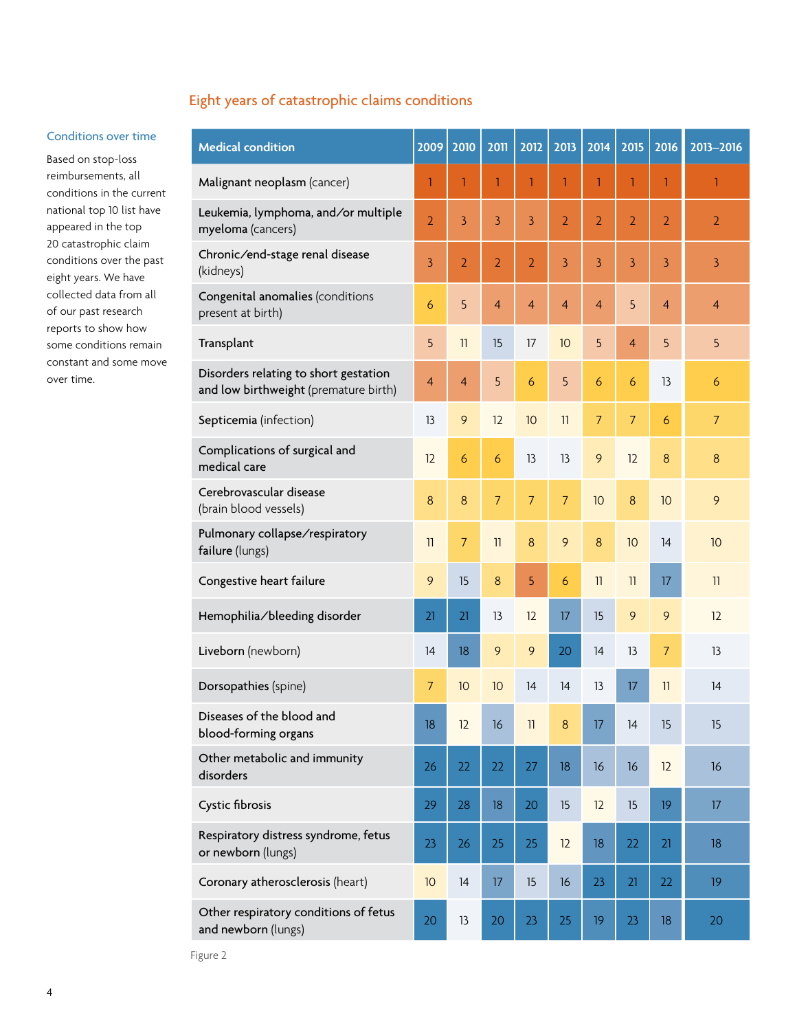## Eight years of catastrophic claims conditions

### Conditions over time

Based on stop-loss reimbursements, all conditions in the current national top 10 list have appeared in the top 20 catastrophic claim conditions over the past eight years. We have collected data from all of our past research reports to show how some conditions remain constant and some move over time.

| Medical condition | 2009 | 2010 | 2011 | 2012 | 2013 | 2014 | 2015 | 2016 | 2013–2016 |
|---|---|---|---|---|---|---|---|---|---|
| **Malignant neoplasm** (cancer) | 1 | 1 | 1 | 1 | 1 | 1 | 1 | 1 | 1 |
| **Leukemia, lymphoma, and/or multiple myeloma** (cancers) | 2 | 3 | 3 | 3 | 2 | 2 | 2 | 2 | 2 |
| **Chronic/end-stage renal disease** (kidneys) | 3 | 2 | 2 | 2 | 3 | 3 | 3 | 3 | 3 |
| **Congenital anomalies** (conditions present at birth) | 6 | 5 | 4 | 4 | 4 | 4 | 5 | 4 | 4 |
| **Transplant** | 5 | 11 | 15 | 17 | 10 | 5 | 4 | 5 | 5 |
| **Disorders relating to short gestation and low birthweight** (premature birth) | 4 | 4 | 5 | 6 | 5 | 6 | 6 | 13 | 6 |
| **Septicemia** (infection) | 13 | 9 | 12 | 10 | 11 | 7 | 7 | 6 | 7 |
| **Complications of surgical and medical care** | 12 | 6 | 6 | 13 | 13 | 9 | 12 | 8 | 8 |
| **Cerebrovascular disease** (brain blood vessels) | 8 | 8 | 7 | 7 | 7 | 10 | 8 | 10 | 9 |
| **Pulmonary collapse/respiratory failure** (lungs) | 11 | 7 | 11 | 8 | 9 | 8 | 10 | 14 | 10 |
| **Congestive heart failure** | 9 | 15 | 8 | 5 | 6 | 11 | 11 | 17 | 11 |
| **Hemophilia/bleeding disorder** | 21 | 21 | 13 | 12 | 17 | 15 | 9 | 9 | 12 |
| **Liveborn** (newborn) | 14 | 18 | 9 | 9 | 20 | 14 | 13 | 7 | 13 |
| **Dorsopathies** (spine) | 7 | 10 | 10 | 14 | 14 | 13 | 17 | 11 | 14 |
| **Diseases of the blood and blood-forming organs** | 18 | 12 | 16 | 11 | 8 | 17 | 14 | 15 | 15 |
| **Other metabolic and immunity disorders** | 26 | 22 | 22 | 27 | 18 | 16 | 16 | 12 | 16 |
| **Cystic fibrosis** | 29 | 28 | 18 | 20 | 15 | 12 | 15 | 19 | 17 |
| **Respiratory distress syndrome, fetus or newborn** (lungs) | 23 | 26 | 25 | 25 | 12 | 18 | 22 | 21 | 18 |
| **Coronary atherosclerosis** (heart) | 10 | 14 | 17 | 15 | 16 | 23 | 21 | 22 | 19 |
| **Other respiratory conditions of fetus and newborn** (lungs) | 20 | 13 | 20 | 23 | 25 | 19 | 23 | 18 | 20 |

Figure 2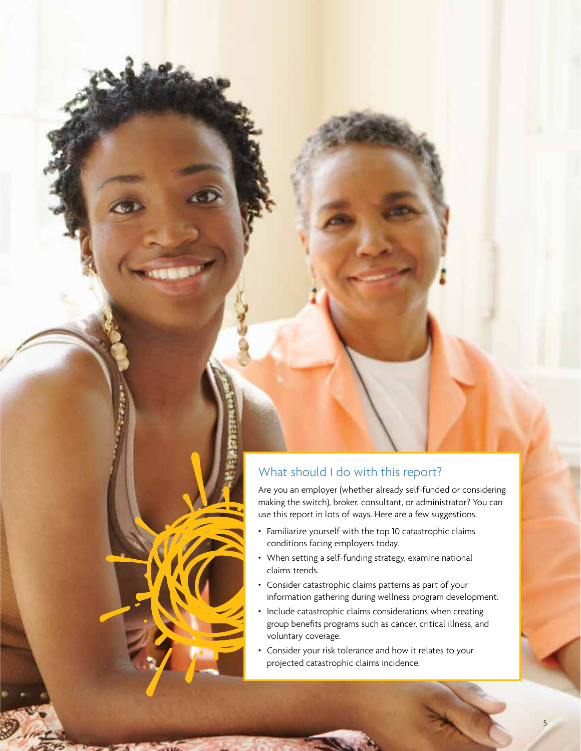## What should I do with this report?

Are you an employer (whether already self-funded or considering making the switch), broker, consultant, or administrator? You can use this report in lots of ways. Here are a few suggestions.

- Familiarize yourself with the top 10 catastrophic claims conditions facing employers today.
- When setting a self-funding strategy, examine national claims trends.
- Consider catastrophic claims patterns as part of your information gathering during wellness program development.
- Include catastrophic claims considerations when creating group benefits programs such as cancer, critical illness, and voluntary coverage.
- Consider your risk tolerance and how it relates to your projected catastrophic claims incidence.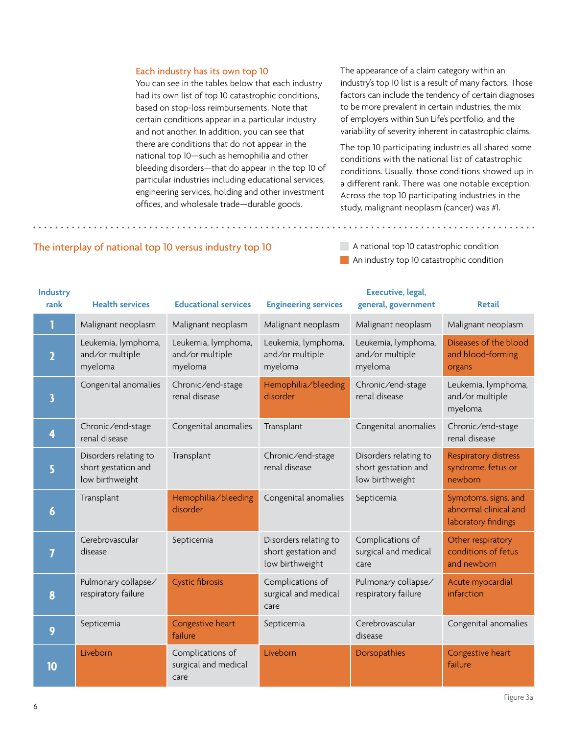### Each industry has its own top 10

You can see in the tables below that each industry had its own list of top 10 catastrophic conditions, based on stop-loss reimbursements. Note that certain conditions appear in a particular industry and not another. In addition, you can see that there are conditions that do not appear in the national top 10—such as hemophilia and other bleeding disorders—that do appear in the top 10 of particular industries including educational services, engineering services, holding and other investment offices, and wholesale trade—durable goods.

The appearance of a claim category within an industry's top 10 list is a result of many factors. Those factors can include the tendency of certain diagnoses to be more prevalent in certain industries, the mix of employers within Sun Life's portfolio, and the variability of severity inherent in catastrophic claims.

The top 10 participating industries all shared some conditions with the national list of catastrophic conditions. Usually, those conditions showed up in a different rank. There was one notable exception. Across the top 10 participating industries in the study, malignant neoplasm (cancer) was #1.

## The interplay of national top 10 versus industry top 10

- A national top 10 catastrophic condition (gray)
- An industry top 10 catastrophic condition (orange)

| Industry rank | Health services | Educational services | Engineering services | Executive, legal, general, government | Retail |
|---|---|---|---|---|---|
| 1 | Malignant neoplasm | Malignant neoplasm | Malignant neoplasm | Malignant neoplasm | Malignant neoplasm |
| 2 | Leukemia, lymphoma, and/or multiple myeloma | Leukemia, lymphoma, and/or multiple myeloma | Leukemia, lymphoma, and/or multiple myeloma | Leukemia, lymphoma, and/or multiple myeloma | Diseases of the blood and blood-forming organs (industry) |
| 3 | Congenital anomalies | Chronic/end-stage renal disease | Hemophilia/bleeding disorder (industry) | Chronic/end-stage renal disease | Leukemia, lymphoma, and/or multiple myeloma |
| 4 | Chronic/end-stage renal disease | Congenital anomalies | Transplant | Congenital anomalies | Chronic/end-stage renal disease |
| 5 | Disorders relating to short gestation and low birthweight | Transplant | Chronic/end-stage renal disease | Disorders relating to short gestation and low birthweight | Respiratory distress syndrome, fetus or newborn (industry) |
| 6 | Transplant | Hemophilia/bleeding disorder (industry) | Congenital anomalies | Septicemia | Symptoms, signs, and abnormal clinical and laboratory findings (industry) |
| 7 | Cerebrovascular disease | Septicemia | Disorders relating to short gestation and low birthweight | Complications of surgical and medical care | Other respiratory conditions of fetus and newborn (industry) |
| 8 | Pulmonary collapse/respiratory failure | Cystic fibrosis (industry) | Complications of surgical and medical care | Pulmonary collapse/respiratory failure | Acute myocardial infarction (industry) |
| 9 | Septicemia | Congestive heart failure (industry) | Septicemia | Cerebrovascular disease | Congenital anomalies |
| 10 | Liveborn (industry) | Complications of surgical and medical care | Liveborn (industry) | Dorsopathies (industry) | Congestive heart failure (industry) |

Figure 3a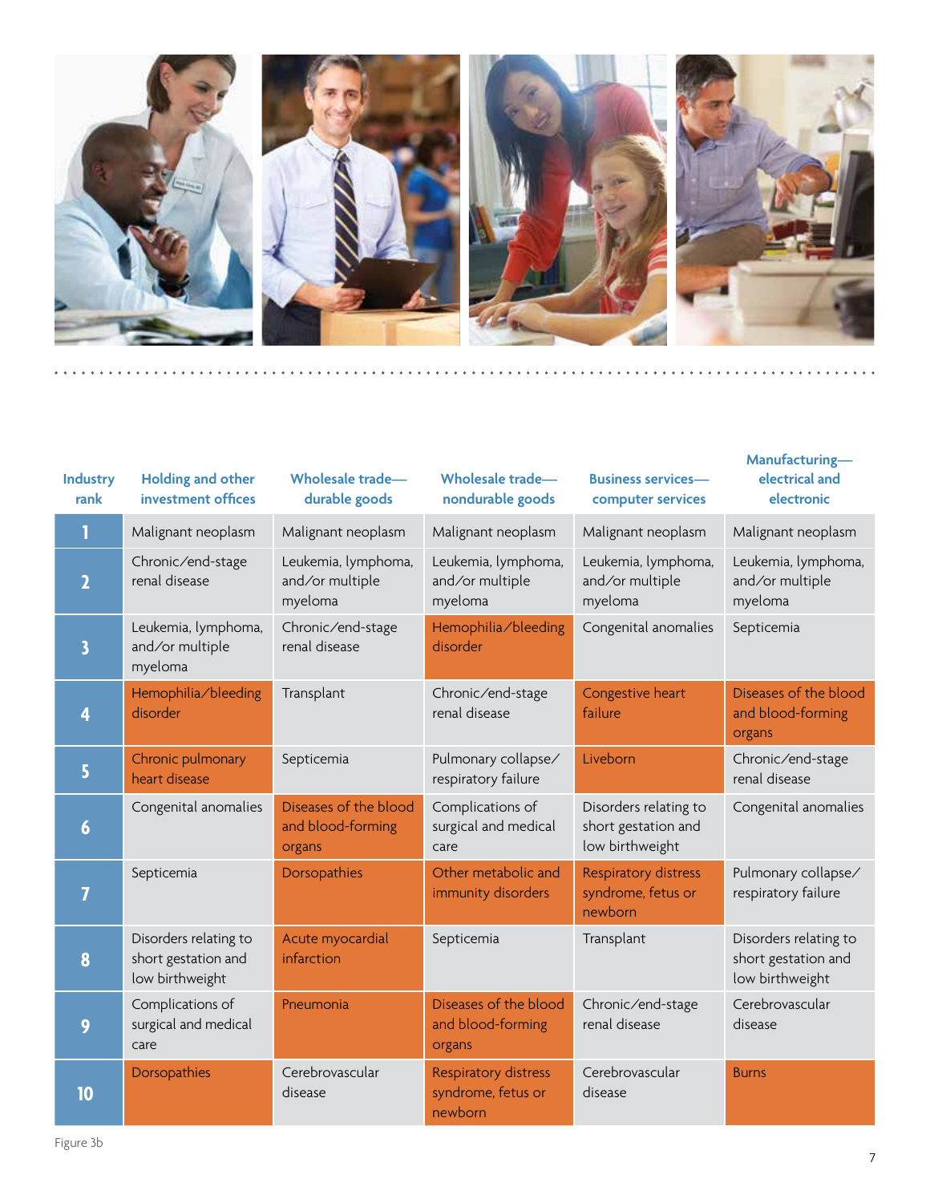| Industry rank | Holding and other investment offices | Wholesale trade—durable goods | Wholesale trade—nondurable goods | Business services—computer services | Manufacturing—electrical and electronic |
|---|---|---|---|---|---|
| 1 | Malignant neoplasm | Malignant neoplasm | Malignant neoplasm | Malignant neoplasm | Malignant neoplasm |
| 2 | Chronic/end-stage renal disease | Leukemia, lymphoma, and/or multiple myeloma | Leukemia, lymphoma, and/or multiple myeloma | Leukemia, lymphoma, and/or multiple myeloma | Leukemia, lymphoma, and/or multiple myeloma |
| 3 | Leukemia, lymphoma, and/or multiple myeloma | Chronic/end-stage renal disease | Hemophilia/bleeding disorder | Congenital anomalies | Septicemia |
| 4 | Hemophilia/bleeding disorder | Transplant | Chronic/end-stage renal disease | Congestive heart failure | Diseases of the blood and blood-forming organs |
| 5 | Chronic pulmonary heart disease | Septicemia | Pulmonary collapse/respiratory failure | Liveborn | Chronic/end-stage renal disease |
| 6 | Congenital anomalies | Diseases of the blood and blood-forming organs | Complications of surgical and medical care | Disorders relating to short gestation and low birthweight | Congenital anomalies |
| 7 | Septicemia | Dorsopathies | Other metabolic and immunity disorders | Respiratory distress syndrome, fetus or newborn | Pulmonary collapse/respiratory failure |
| 8 | Disorders relating to short gestation and low birthweight | Acute myocardial infarction | Septicemia | Transplant | Disorders relating to short gestation and low birthweight |
| 9 | Complications of surgical and medical care | Pneumonia | Diseases of the blood and blood-forming organs | Chronic/end-stage renal disease | Cerebrovascular disease |
| 10 | Dorsopathies | Cerebrovascular disease | Respiratory distress syndrome, fetus or newborn | Cerebrovascular disease | Burns |

Figure 3b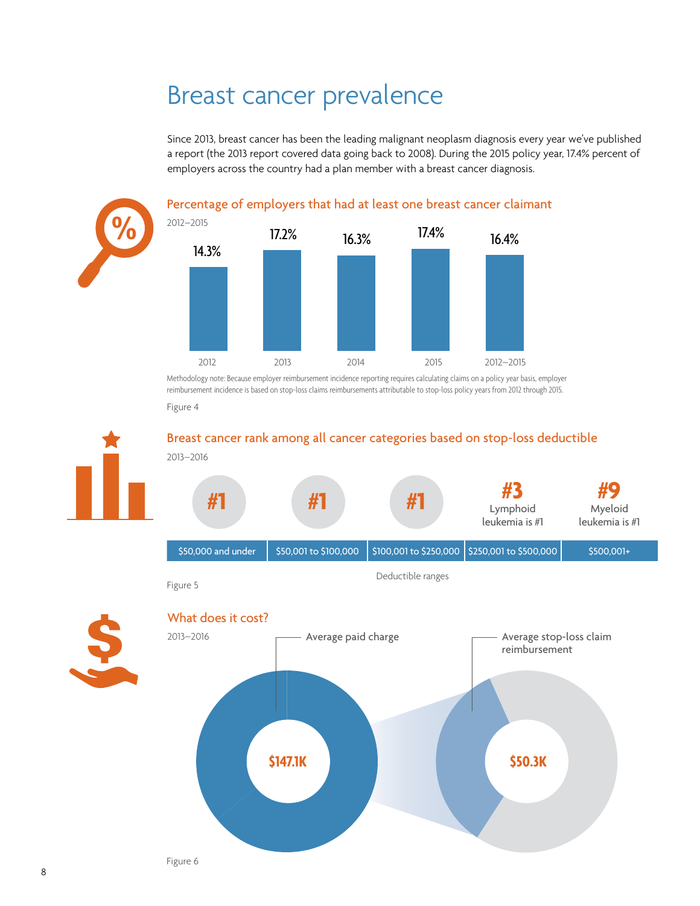# Breast cancer prevalence

Since 2013, breast cancer has been the leading malignant neoplasm diagnosis every year we've published a report (the 2013 report covered data going back to 2008). During the 2015 policy year, 17.4% percent of employers across the country had a plan member with a breast cancer diagnosis.

## Percentage of employers that had at least one breast cancer claimant

2012–2015

| 2012 | 2013 | 2014 | 2015 | 2012–2015 |
| --- | --- | --- | --- | --- |
| 14.3% | 17.2% | 16.3% | 17.4% | 16.4% |

Methodology note: Because employer reimbursement incidence reporting requires calculating claims on a policy year basis, employer reimbursement incidence is based on stop-loss claims reimbursements attributable to stop-loss policy years from 2012 through 2015.

Figure 4

## Breast cancer rank among all cancer categories based on stop-loss deductible

2013–2016

| $50,000 and under | $50,001 to $100,000 | $100,001 to $250,000 | $250,001 to $500,000 | $500,001+ |
| --- | --- | --- | --- | --- |
| #1 | #1 | #1 | #3 Lymphoid leukemia is #1 | #9 Myeloid leukemia is #1 |

Deductible ranges

Figure 5

## What does it cost?

2013–2016

Average paid charge: $147.1K

Average stop-loss claim reimbursement: $50.3K

Figure 6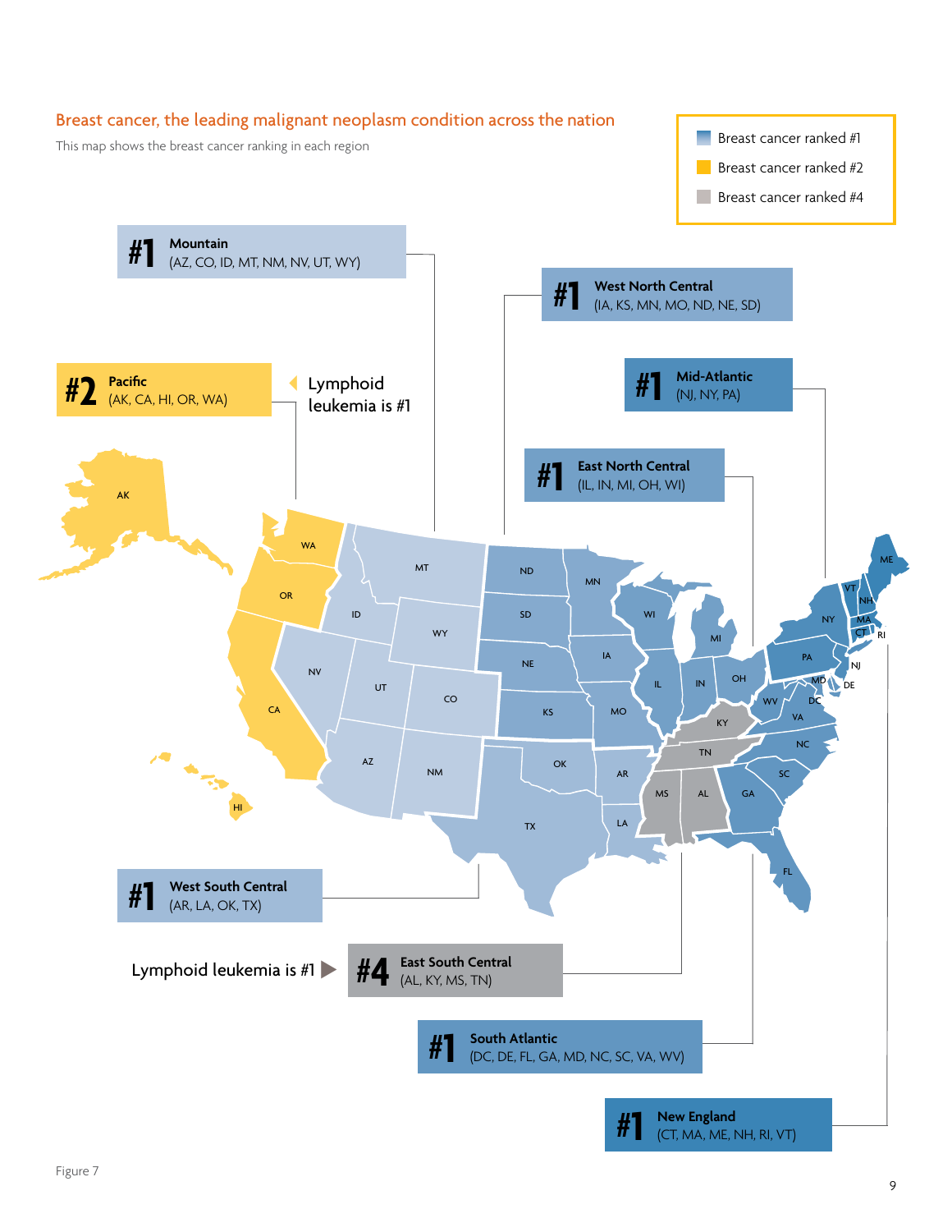## Breast cancer, the leading malignant neoplasm condition across the nation

This map shows the breast cancer ranking in each region

- Breast cancer ranked #1
- Breast cancer ranked #2
- Breast cancer ranked #4

**#1 Mountain** (AZ, CO, ID, MT, NM, NV, UT, WY)

**#2 Pacific** (AK, CA, HI, OR, WA) — Lymphoid leukemia is #1

**#1 West North Central** (IA, KS, MN, MO, ND, NE, SD)

**#1 Mid-Atlantic** (NJ, NY, PA)

**#1 East North Central** (IL, IN, MI, OH, WI)

**#1 West South Central** (AR, LA, OK, TX)

**#4 East South Central** (AL, KY, MS, TN) — Lymphoid leukemia is #1

**#1 South Atlantic** (DC, DE, FL, GA, MD, NC, SC, VA, WV)

**#1 New England** (CT, MA, ME, NH, RI, VT)

Figure 7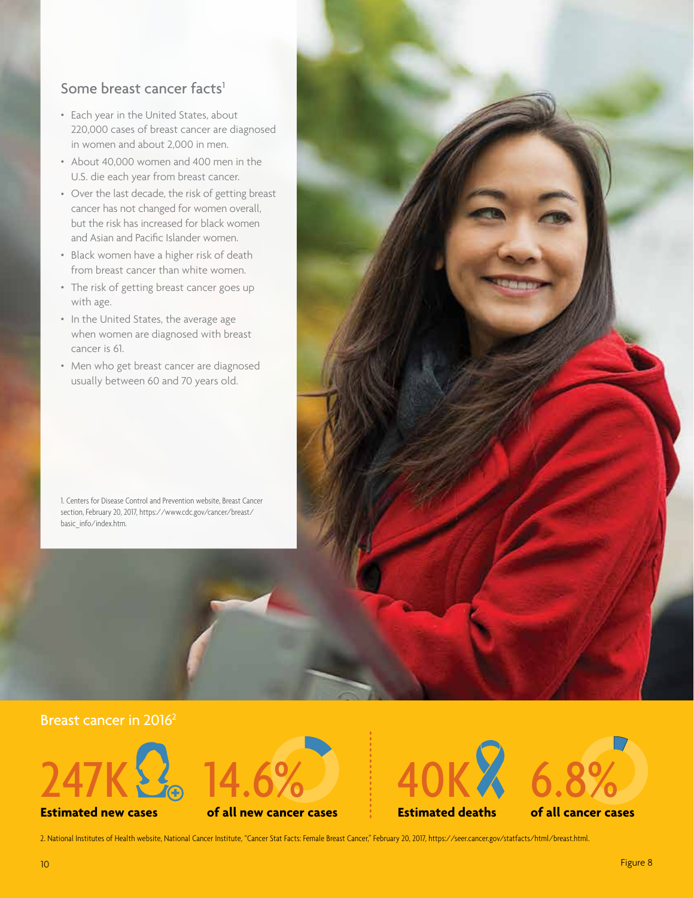## Some breast cancer facts[1]

- Each year in the United States, about 220,000 cases of breast cancer are diagnosed in women and about 2,000 in men.
- About 40,000 women and 400 men in the U.S. die each year from breast cancer.
- Over the last decade, the risk of getting breast cancer has not changed for women overall, but the risk has increased for black women and Asian and Pacific Islander women.
- Black women have a higher risk of death from breast cancer than white women.
- The risk of getting breast cancer goes up with age.
- In the United States, the average age when women are diagnosed with breast cancer is 61.
- Men who get breast cancer are diagnosed usually between 60 and 70 years old.

1. Centers for Disease Control and Prevention website, Breast Cancer section, February 20, 2017, https://www.cdc.gov/cancer/breast/basic_info/index.htm.

## Breast cancer in 2016[2]

**247K** — **Estimated new cases**

**14.6%** — **of all new cancer cases**

**40K** — **Estimated deaths**

**6.8%** — **of all cancer cases**

2. National Institutes of Health website, National Cancer Institute, "Cancer Stat Facts: Female Breast Cancer," February 20, 2017, https://seer.cancer.gov/statfacts/html/breast.html.

Figure 8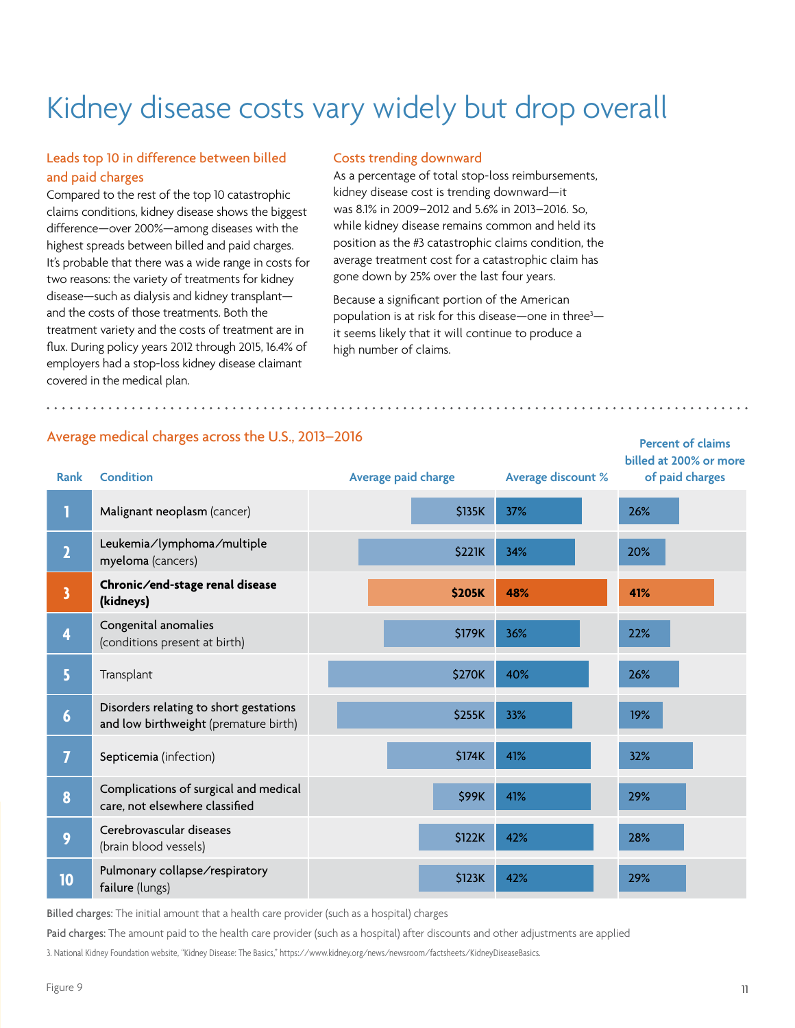# Kidney disease costs vary widely but drop overall

### Leads top 10 in difference between billed and paid charges

Compared to the rest of the top 10 catastrophic claims conditions, kidney disease shows the biggest difference—over 200%—among diseases with the highest spreads between billed and paid charges. It's probable that there was a wide range in costs for two reasons: the variety of treatments for kidney disease—such as dialysis and kidney transplant—and the costs of those treatments. Both the treatment variety and the costs of treatment are in flux. During policy years 2012 through 2015, 16.4% of employers had a stop-loss kidney disease claimant covered in the medical plan.

### Costs trending downward

As a percentage of total stop-loss reimbursements, kidney disease cost is trending downward—it was 8.1% in 2009–2012 and 5.6% in 2013–2016. So, while kidney disease remains common and held its position as the #3 catastrophic claims condition, the average treatment cost for a catastrophic claim has gone down by 25% over the last four years.

Because a significant portion of the American population is at risk for this disease—one in three[3]—it seems likely that it will continue to produce a high number of claims.

### Average medical charges across the U.S., 2013–2016

| Rank | Condition | Average paid charge | Average discount % | Percent of claims billed at 200% or more of paid charges |
|---|---|---|---|---|
| 1 | Malignant neoplasm (cancer) | $135K | 37% | 26% |
| 2 | Leukemia/lymphoma/multiple myeloma (cancers) | $221K | 34% | 20% |
| **3** | **Chronic/end-stage renal disease (kidneys)** | **$205K** | **48%** | **41%** |
| 4 | Congenital anomalies (conditions present at birth) | $179K | 36% | 22% |
| 5 | Transplant | $270K | 40% | 26% |
| 6 | Disorders relating to short gestations and low birthweight (premature birth) | $255K | 33% | 19% |
| 7 | Septicemia (infection) | $174K | 41% | 32% |
| 8 | Complications of surgical and medical care, not elsewhere classified | $99K | 41% | 29% |
| 9 | Cerebrovascular diseases (brain blood vessels) | $122K | 42% | 28% |
| 10 | Pulmonary collapse/respiratory failure (lungs) | $123K | 42% | 29% |

Billed charges: The initial amount that a health care provider (such as a hospital) charges

Paid charges: The amount paid to the health care provider (such as a hospital) after discounts and other adjustments are applied

3. National Kidney Foundation website, "Kidney Disease: The Basics," https://www.kidney.org/news/newsroom/factsheets/KidneyDiseaseBasics.

Figure 9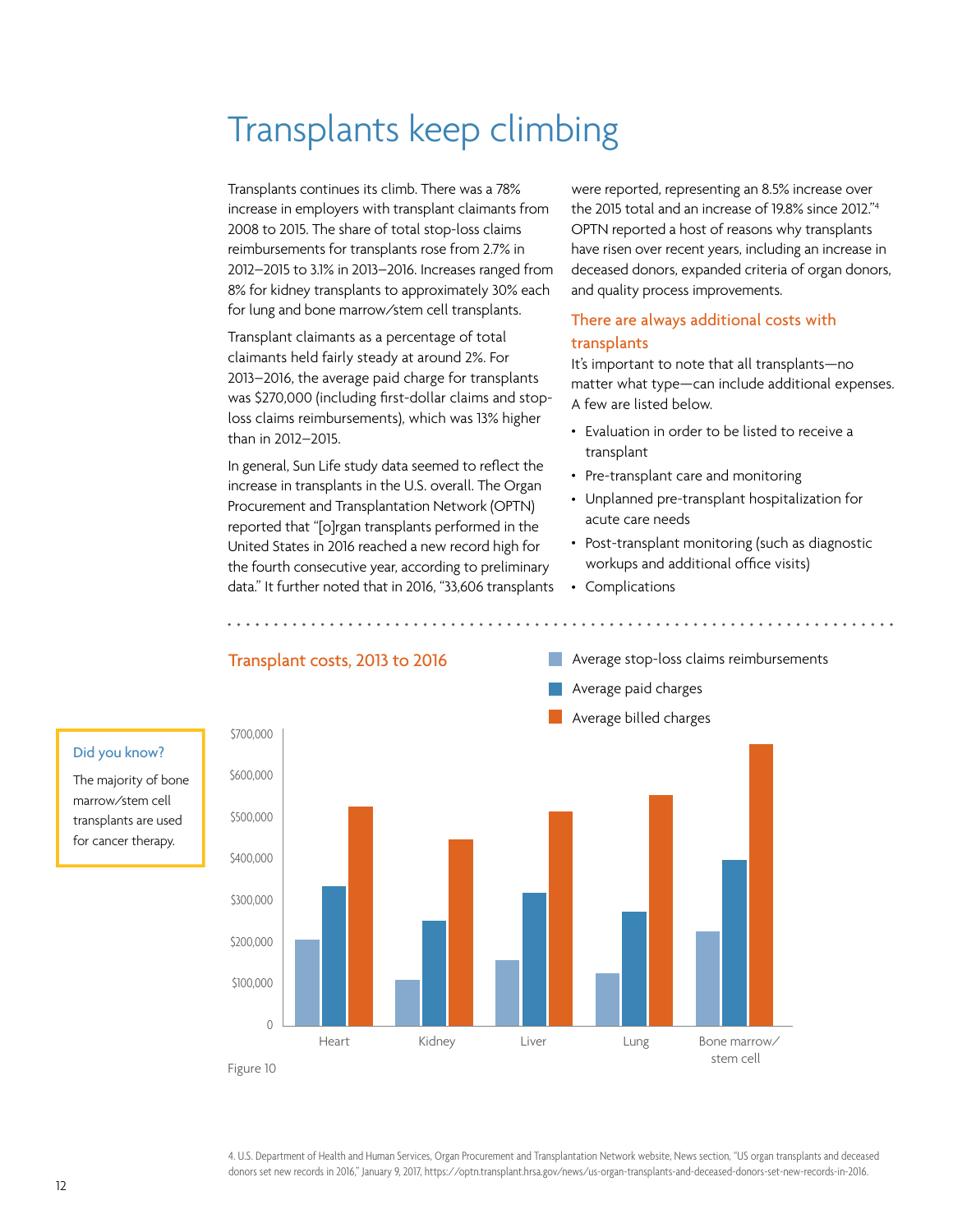# Transplants keep climbing

Transplants continues its climb. There was a 78% increase in employers with transplant claimants from 2008 to 2015. The share of total stop-loss claims reimbursements for transplants rose from 2.7% in 2012–2015 to 3.1% in 2013–2016. Increases ranged from 8% for kidney transplants to approximately 30% each for lung and bone marrow/stem cell transplants.

Transplant claimants as a percentage of total claimants held fairly steady at around 2%. For 2013–2016, the average paid charge for transplants was $270,000 (including first-dollar claims and stop-loss claims reimbursements), which was 13% higher than in 2012–2015.

In general, Sun Life study data seemed to reflect the increase in transplants in the U.S. overall. The Organ Procurement and Transplantation Network (OPTN) reported that "[o]rgan transplants performed in the United States in 2016 reached a new record high for the fourth consecutive year, according to preliminary data." It further noted that in 2016, "33,606 transplants were reported, representing an 8.5% increase over the 2015 total and an increase of 19.8% since 2012."[4] OPTN reported a host of reasons why transplants have risen over recent years, including an increase in deceased donors, expanded criteria of organ donors, and quality process improvements.

## There are always additional costs with transplants

It's important to note that all transplants—no matter what type—can include additional expenses. A few are listed below.

- Evaluation in order to be listed to receive a transplant
- Pre-transplant care and monitoring
- Unplanned pre-transplant hospitalization for acute care needs
- Post-transplant monitoring (such as diagnostic workups and additional office visits)
- Complications

## Transplant costs, 2013 to 2016

Legend: Average stop-loss claims reimbursements; Average paid charges; Average billed charges

Y-axis: 0 to $700,000. Categories: Heart, Kidney, Liver, Lung, Bone marrow/stem cell

Figure 10

**Did you know?**

The majority of bone marrow/stem cell transplants are used for cancer therapy.

4. U.S. Department of Health and Human Services, Organ Procurement and Transplantation Network website, News section, "US organ transplants and deceased donors set new records in 2016," January 9, 2017, https://optn.transplant.hrsa.gov/news/us-organ-transplants-and-deceased-donors-set-new-records-in-2016.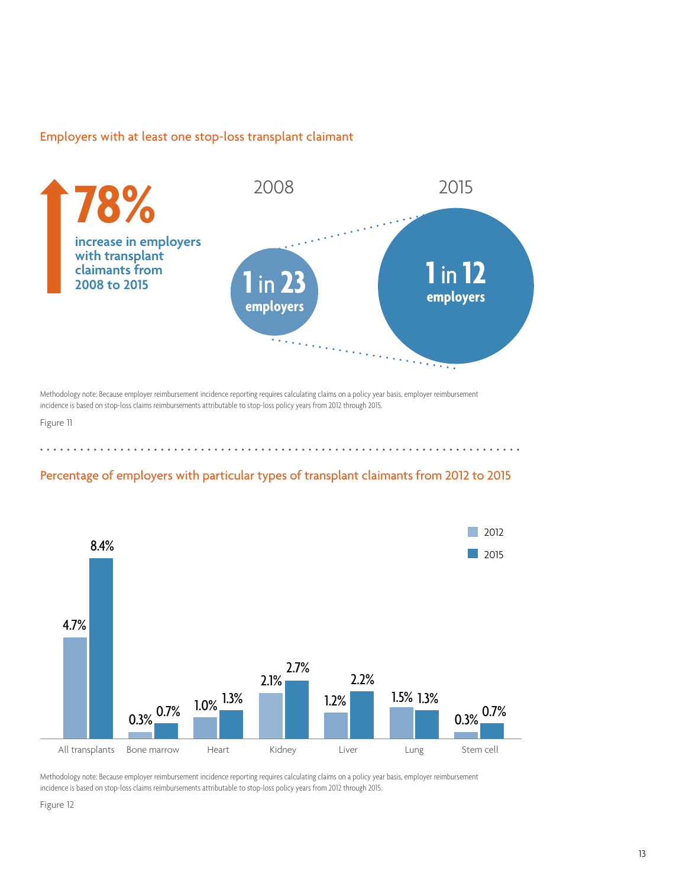## Employers with at least one stop-loss transplant claimant

**78%** increase in employers with transplant claimants from 2008 to 2015

| 2008 | 2015 |
|---|---|
| 1 in 23 employers | 1 in 12 employers |

Methodology note: Because employer reimbursement incidence reporting requires calculating claims on a policy year basis, employer reimbursement incidence is based on stop-loss claims reimbursements attributable to stop-loss policy years from 2012 through 2015.

Figure 11

## Percentage of employers with particular types of transplant claimants from 2012 to 2015

| | 2012 | 2015 |
|---|---|---|
| All transplants | 4.7% | 8.4% |
| Bone marrow | 0.3% | 0.7% |
| Heart | 1.0% | 1.3% |
| Kidney | 2.1% | 2.7% |
| Liver | 1.2% | 2.2% |
| Lung | 1.5% | 1.3% |
| Stem cell | 0.3% | 0.7% |

Methodology note: Because employer reimbursement incidence reporting requires calculating claims on a policy year basis, employer reimbursement incidence is based on stop-loss claims reimbursements attributable to stop-loss policy years from 2012 through 2015.

Figure 12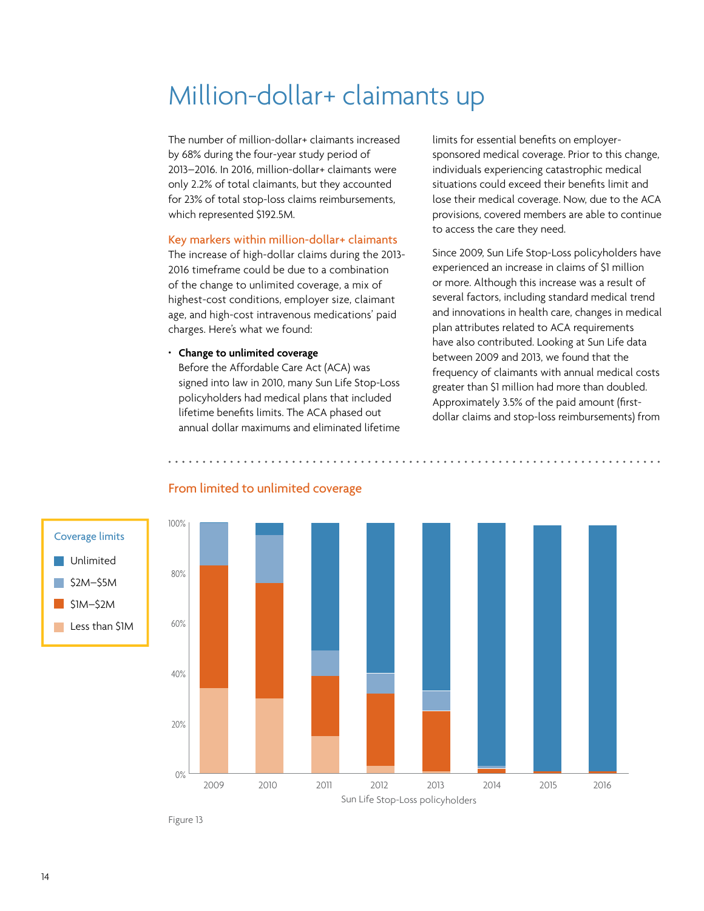# Million-dollar+ claimants up

The number of million-dollar+ claimants increased by 68% during the four-year study period of 2013–2016. In 2016, million-dollar+ claimants were only 2.2% of total claimants, but they accounted for 23% of total stop-loss claims reimbursements, which represented $192.5M.

## Key markers within million-dollar+ claimants

The increase of high-dollar claims during the 2013-2016 timeframe could be due to a combination of the change to unlimited coverage, a mix of highest-cost conditions, employer size, claimant age, and high-cost intravenous medications' paid charges. Here's what we found:

- **Change to unlimited coverage**
  Before the Affordable Care Act (ACA) was signed into law in 2010, many Sun Life Stop-Loss policyholders had medical plans that included lifetime benefits limits. The ACA phased out annual dollar maximums and eliminated lifetime limits for essential benefits on employer-sponsored medical coverage. Prior to this change, individuals experiencing catastrophic medical situations could exceed their benefits limit and lose their medical coverage. Now, due to the ACA provisions, covered members are able to continue to access the care they need.

Since 2009, Sun Life Stop-Loss policyholders have experienced an increase in claims of $1 million or more. Although this increase was a result of several factors, including standard medical trend and innovations in health care, changes in medical plan attributes related to ACA requirements have also contributed. Looking at Sun Life data between 2009 and 2013, we found that the frequency of claimants with annual medical costs greater than $1 million had more than doubled. Approximately 3.5% of the paid amount (first-dollar claims and stop-loss reimbursements) from

## From limited to unlimited coverage

Coverage limits: Unlimited; $2M–$5M; $1M–$2M; Less than $1M

Y-axis: 0%–100%. X-axis: Sun Life Stop-Loss policyholders, 2009–2016.

Figure 13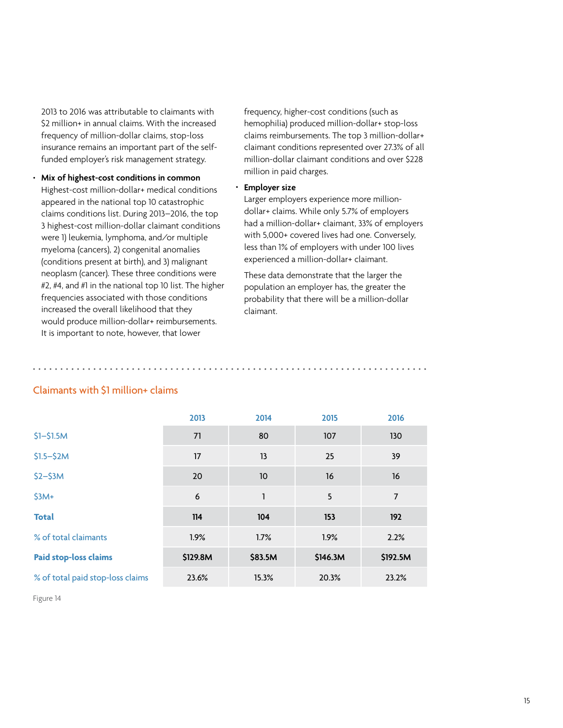2013 to 2016 was attributable to claimants with $2 million+ in annual claims. With the increased frequency of million-dollar claims, stop-loss insurance remains an important part of the self-funded employer's risk management strategy.

- **Mix of highest-cost conditions in common**
  Highest-cost million-dollar+ medical conditions appeared in the national top 10 catastrophic claims conditions list. During 2013–2016, the top 3 highest-cost million-dollar claimant conditions were 1) leukemia, lymphoma, and/or multiple myeloma (cancers), 2) congenital anomalies (conditions present at birth), and 3) malignant neoplasm (cancer). These three conditions were #2, #4, and #1 in the national top 10 list. The higher frequencies associated with those conditions increased the overall likelihood that they would produce million-dollar+ reimbursements. It is important to note, however, that lower frequency, higher-cost conditions (such as hemophilia) produced million-dollar+ stop-loss claims reimbursements. The top 3 million-dollar+ claimant conditions represented over 27.3% of all million-dollar claimant conditions and over $228 million in paid charges.

- **Employer size**
  Larger employers experience more million-dollar+ claims. While only 5.7% of employers had a million-dollar+ claimant, 33% of employers with 5,000+ covered lives had one. Conversely, less than 1% of employers with under 100 lives experienced a million-dollar+ claimant.

  These data demonstrate that the larger the population an employer has, the greater the probability that there will be a million-dollar claimant.

## Claimants with $1 million+ claims

| | 2013 | 2014 | 2015 | 2016 |
|---|---|---|---|---|
| $1–$1.5M | 71 | 80 | 107 | 130 |
| $1.5–$2M | 17 | 13 | 25 | 39 |
| $2–$3M | 20 | 10 | 16 | 16 |
| $3M+ | 6 | 1 | 5 | 7 |
| **Total** | **114** | **104** | **153** | **192** |
| % of total claimants | 1.9% | 1.7% | 1.9% | 2.2% |
| **Paid stop-loss claims** | **$129.8M** | **$83.5M** | **$146.3M** | **$192.5M** |
| % of total paid stop-loss claims | 23.6% | 15.3% | 20.3% | 23.2% |

Figure 14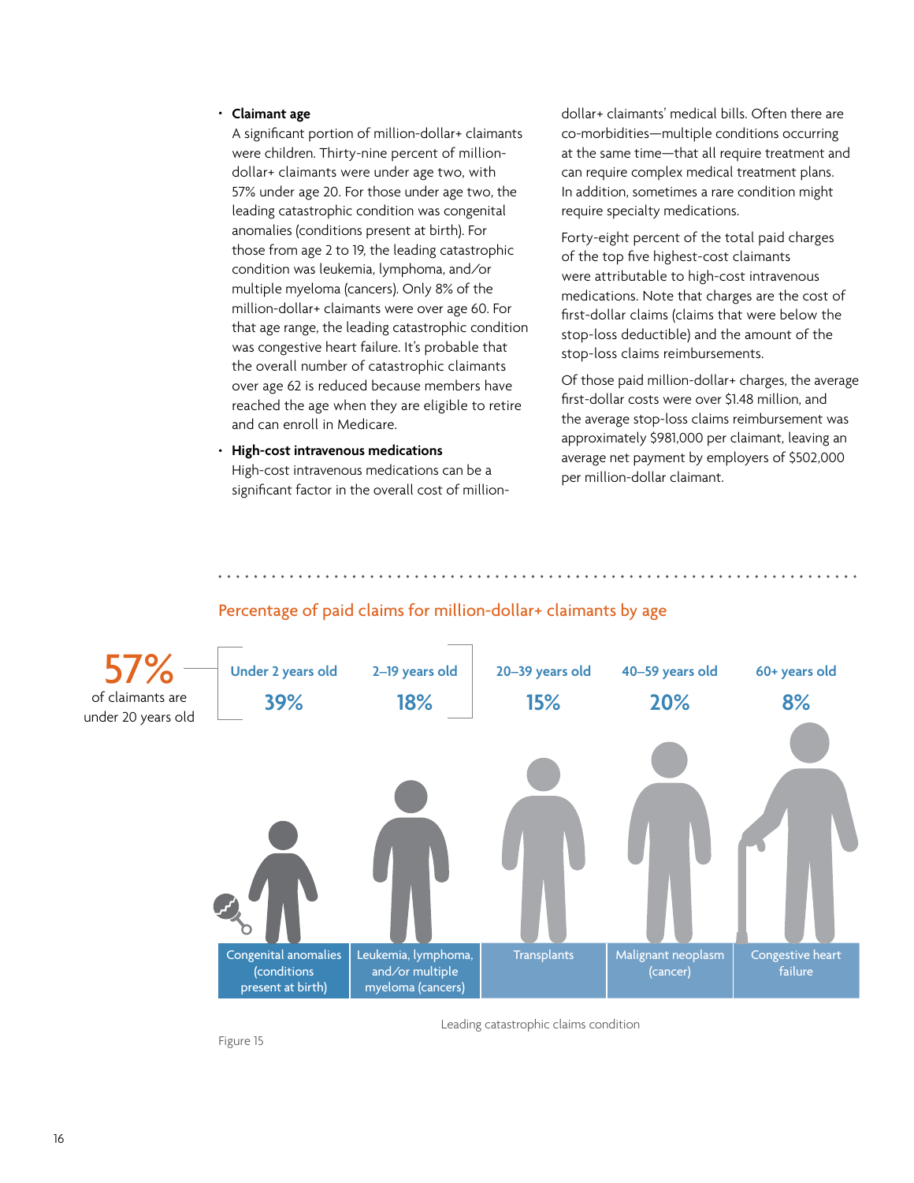- **Claimant age**
  A significant portion of million-dollar+ claimants were children. Thirty-nine percent of million-dollar+ claimants were under age two, with 57% under age 20. For those under age two, the leading catastrophic condition was congenital anomalies (conditions present at birth). For those from age 2 to 19, the leading catastrophic condition was leukemia, lymphoma, and/or multiple myeloma (cancers). Only 8% of the million-dollar+ claimants were over age 60. For that age range, the leading catastrophic condition was congestive heart failure. It's probable that the overall number of catastrophic claimants over age 62 is reduced because members have reached the age when they are eligible to retire and can enroll in Medicare.

- **High-cost intravenous medications**
  High-cost intravenous medications can be a significant factor in the overall cost of million-dollar+ claimants' medical bills. Often there are co-morbidities—multiple conditions occurring at the same time—that all require treatment and can require complex medical treatment plans. In addition, sometimes a rare condition might require specialty medications.

  Forty-eight percent of the total paid charges of the top five highest-cost claimants were attributable to high-cost intravenous medications. Note that charges are the cost of first-dollar claims (claims that were below the stop-loss deductible) and the amount of the stop-loss claims reimbursements.

  Of those paid million-dollar+ charges, the average first-dollar costs were over $1.48 million, and the average stop-loss claims reimbursement was approximately $981,000 per claimant, leaving an average net payment by employers of $502,000 per million-dollar claimant.

## Percentage of paid claims for million-dollar+ claimants by age

**57%** of claimants are under 20 years old

| | Under 2 years old | 2–19 years old | 20–39 years old | 40–59 years old | 60+ years old |
|---|---|---|---|---|---|
| Percentage | 39% | 18% | 15% | 20% | 8% |
| Leading catastrophic claims condition | Congenital anomalies (conditions present at birth) | Leukemia, lymphoma, and/or multiple myeloma (cancers) | Transplants | Malignant neoplasm (cancer) | Congestive heart failure |

Leading catastrophic claims condition

Figure 15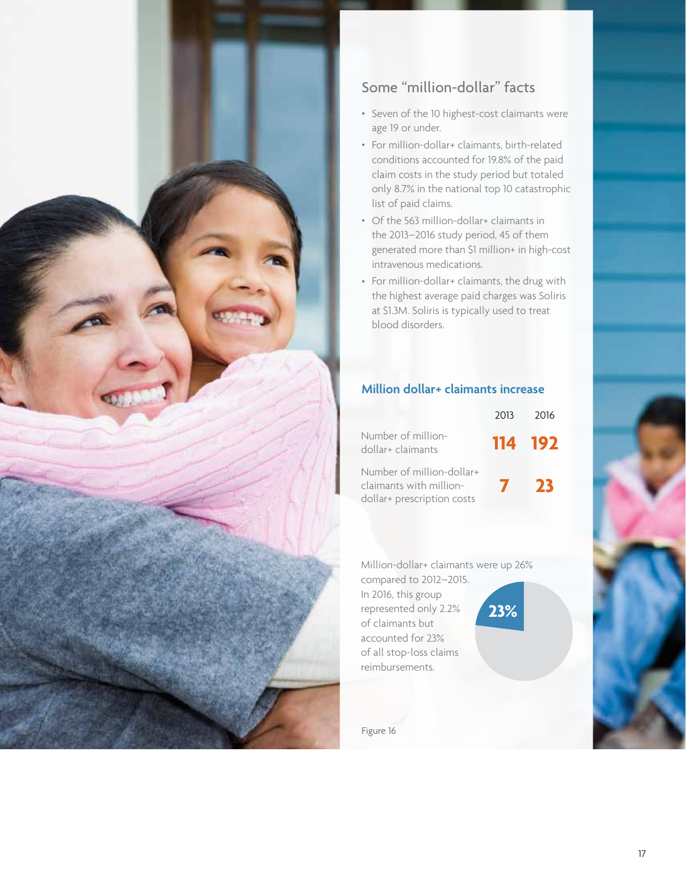## Some "million-dollar" facts

- Seven of the 10 highest-cost claimants were age 19 or under.
- For million-dollar+ claimants, birth-related conditions accounted for 19.8% of the paid claim costs in the study period but totaled only 8.7% in the national top 10 catastrophic list of paid claims.
- Of the 563 million-dollar+ claimants in the 2013–2016 study period, 45 of them generated more than $1 million+ in high-cost intravenous medications.
- For million-dollar+ claimants, the drug with the highest average paid charges was Soliris at $1.3M. Soliris is typically used to treat blood disorders.

### Million dollar+ claimants increase

| | 2013 | 2016 |
|---|---|---|
| Number of million-dollar+ claimants | **114** | **192** |
| Number of million-dollar+ claimants with million-dollar+ prescription costs | **7** | **23** |

Million-dollar+ claimants were up 26% compared to 2012–2015. In 2016, this group represented only 2.2% of claimants but accounted for 23% of all stop-loss claims reimbursements.

**23%**

Figure 16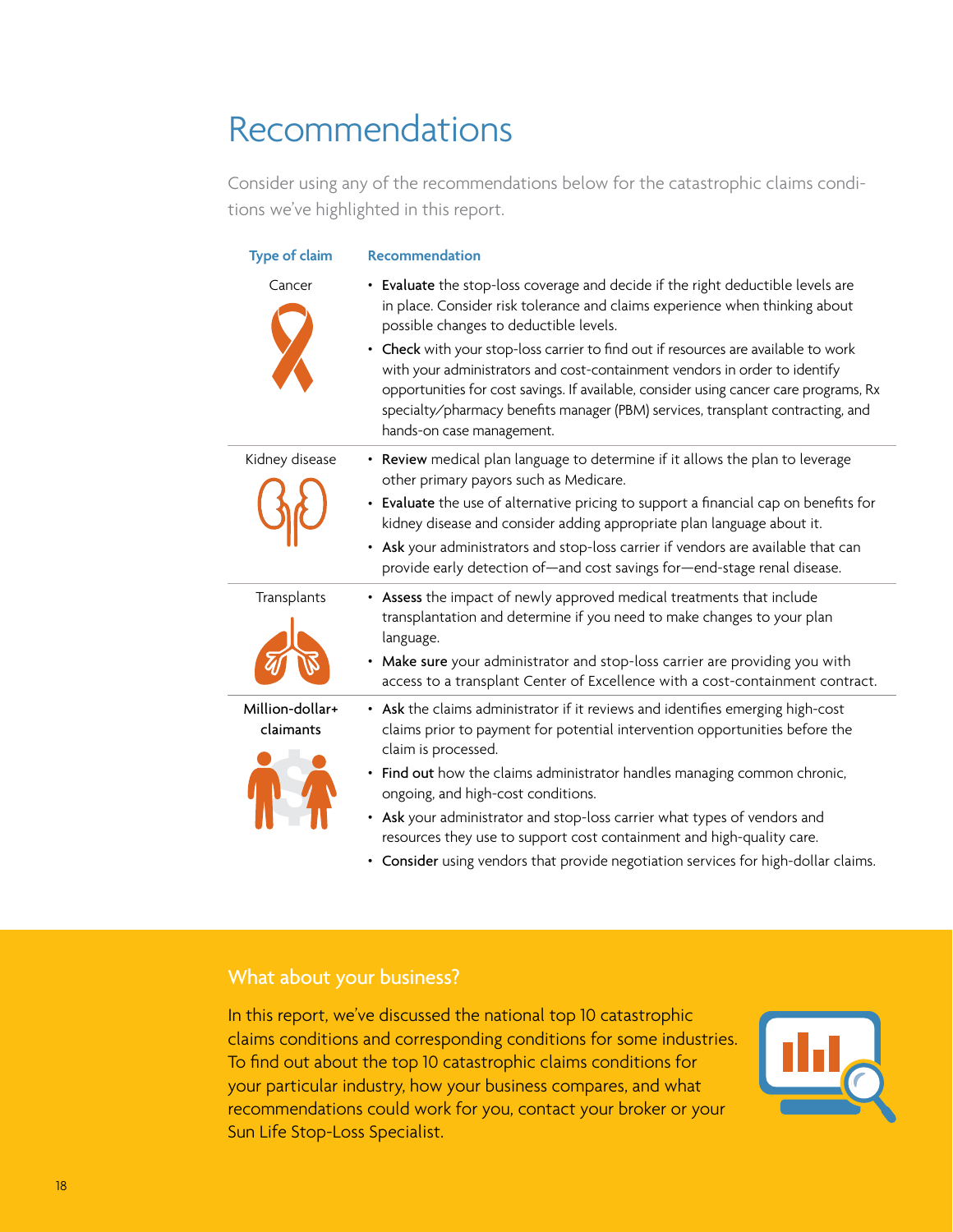# Recommendations

Consider using any of the recommendations below for the catastrophic claims conditions we've highlighted in this report.

| Type of claim | Recommendation |
| --- | --- |
| Cancer | • **Evaluate** the stop-loss coverage and decide if the right deductible levels are in place. Consider risk tolerance and claims experience when thinking about possible changes to deductible levels.<br>• **Check** with your stop-loss carrier to find out if resources are available to work with your administrators and cost-containment vendors in order to identify opportunities for cost savings. If available, consider using cancer care programs, Rx specialty/pharmacy benefits manager (PBM) services, transplant contracting, and hands-on case management. |
| Kidney disease | • **Review** medical plan language to determine if it allows the plan to leverage other primary payors such as Medicare.<br>• **Evaluate** the use of alternative pricing to support a financial cap on benefits for kidney disease and consider adding appropriate plan language about it.<br>• **Ask** your administrators and stop-loss carrier if vendors are available that can provide early detection of—and cost savings for—end-stage renal disease. |
| Transplants | • **Assess** the impact of newly approved medical treatments that include transplantation and determine if you need to make changes to your plan language.<br>• **Make sure** your administrator and stop-loss carrier are providing you with access to a transplant Center of Excellence with a cost-containment contract. |
| Million-dollar+ claimants | • **Ask** the claims administrator if it reviews and identifies emerging high-cost claims prior to payment for potential intervention opportunities before the claim is processed.<br>• **Find out** how the claims administrator handles managing common chronic, ongoing, and high-cost conditions.<br>• **Ask** your administrator and stop-loss carrier what types of vendors and resources they use to support cost containment and high-quality care.<br>• **Consider** using vendors that provide negotiation services for high-dollar claims. |

## What about your business?

In this report, we've discussed the national top 10 catastrophic claims conditions and corresponding conditions for some industries. To find out about the top 10 catastrophic claims conditions for your particular industry, how your business compares, and what recommendations could work for you, contact your broker or your Sun Life Stop-Loss Specialist.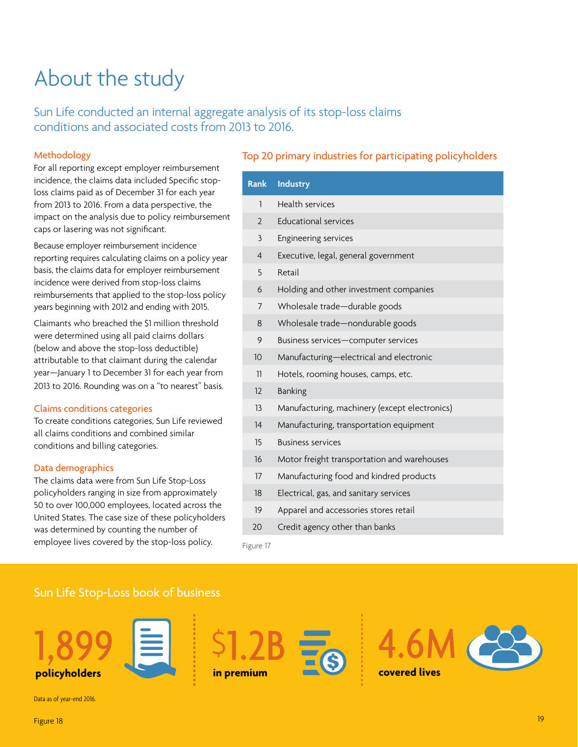# About the study

## Sun Life conducted an internal aggregate analysis of its stop-loss claims conditions and associated costs from 2013 to 2016.

### Methodology

For all reporting except employer reimbursement incidence, the claims data included Specific stop-loss claims paid as of December 31 for each year from 2013 to 2016. From a data perspective, the impact on the analysis due to policy reimbursement caps or lasering was not significant.

Because employer reimbursement incidence reporting requires calculating claims on a policy year basis, the claims data for employer reimbursement incidence were derived from stop-loss claims reimbursements that applied to the stop-loss policy years beginning with 2012 and ending with 2015.

Claimants who breached the $1 million threshold were determined using all paid claims dollars (below and above the stop-loss deductible) attributable to that claimant during the calendar year—January 1 to December 31 for each year from 2013 to 2016. Rounding was on a "to nearest" basis.

### Claims conditions categories

To create conditions categories, Sun Life reviewed all claims conditions and combined similar conditions and billing categories.

### Data demographics

The claims data were from Sun Life Stop-Loss policyholders ranging in size from approximately 50 to over 100,000 employees, located across the United States. The case size of these policyholders was determined by counting the number of employee lives covered by the stop-loss policy.

### Top 20 primary industries for participating policyholders

| Rank | Industry |
|---|---|
| 1 | Health services |
| 2 | Educational services |
| 3 | Engineering services |
| 4 | Executive, legal, general government |
| 5 | Retail |
| 6 | Holding and other investment companies |
| 7 | Wholesale trade—durable goods |
| 8 | Wholesale trade—nondurable goods |
| 9 | Business services—computer services |
| 10 | Manufacturing—electrical and electronic |
| 11 | Hotels, rooming houses, camps, etc. |
| 12 | Banking |
| 13 | Manufacturing, machinery (except electronics) |
| 14 | Manufacturing, transportation equipment |
| 15 | Business services |
| 16 | Motor freight transportation and warehouses |
| 17 | Manufacturing food and kindred products |
| 18 | Electrical, gas, and sanitary services |
| 19 | Apparel and accessories stores retail |
| 20 | Credit agency other than banks |

Figure 17

### Sun Life Stop-Loss book of business

**1,899** policyholders

**$1.2B** in premium

**4.6M** covered lives

Data as of year-end 2016.

Figure 18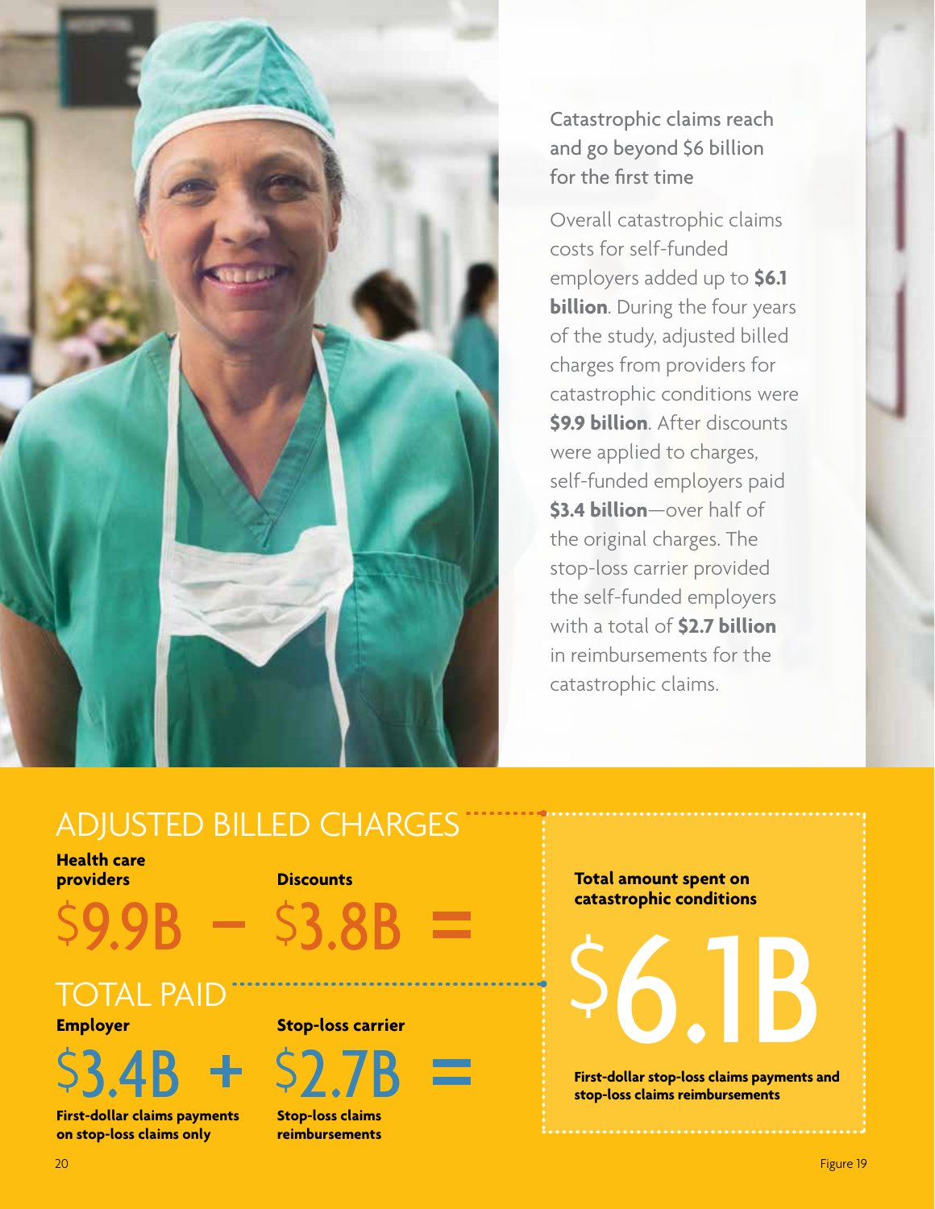## Catastrophic claims reach and go beyond $6 billion for the first time

Overall catastrophic claims costs for self-funded employers added up to **$6.1 billion**. During the four years of the study, adjusted billed charges from providers for catastrophic conditions were **$9.9 billion**. After discounts were applied to charges, self-funded employers paid **$3.4 billion**—over half of the original charges. The stop-loss carrier provided the self-funded employers with a total of **$2.7 billion** in reimbursements for the catastrophic claims.

### ADJUSTED BILLED CHARGES

**Health care providers** $9.9B − **Discounts** $3.8B =

### TOTAL PAID

**Employer** $3.4B + **Stop-loss carrier** $2.7B =

First-dollar claims payments on stop-loss claims only

Stop-loss claims reimbursements

**Total amount spent on catastrophic conditions**

$6.1B

**First-dollar stop-loss claims payments and stop-loss claims reimbursements**

Figure 19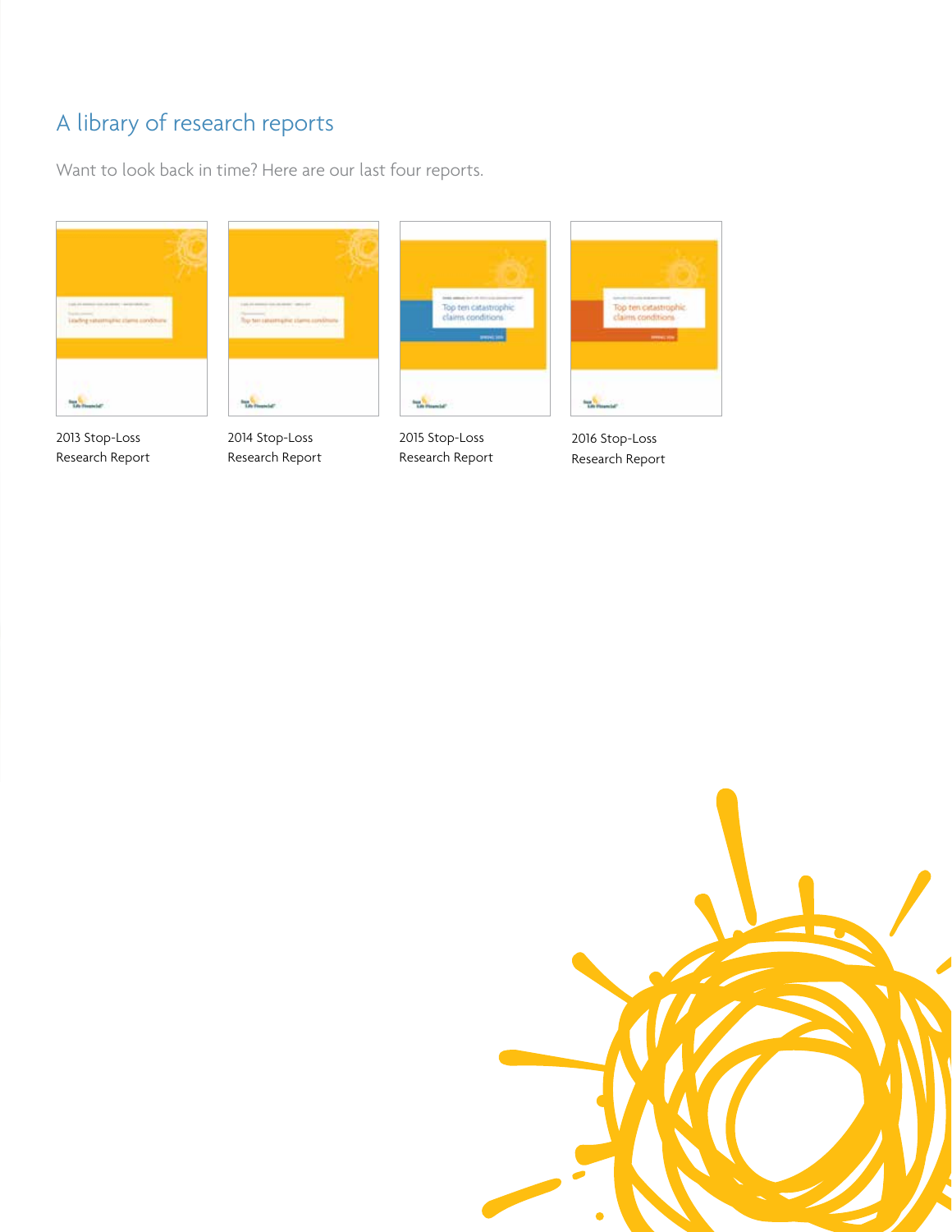## A library of research reports

Want to look back in time? Here are our last four reports.

2013 Stop-Loss Research Report

2014 Stop-Loss Research Report

2015 Stop-Loss Research Report

2016 Stop-Loss Research Report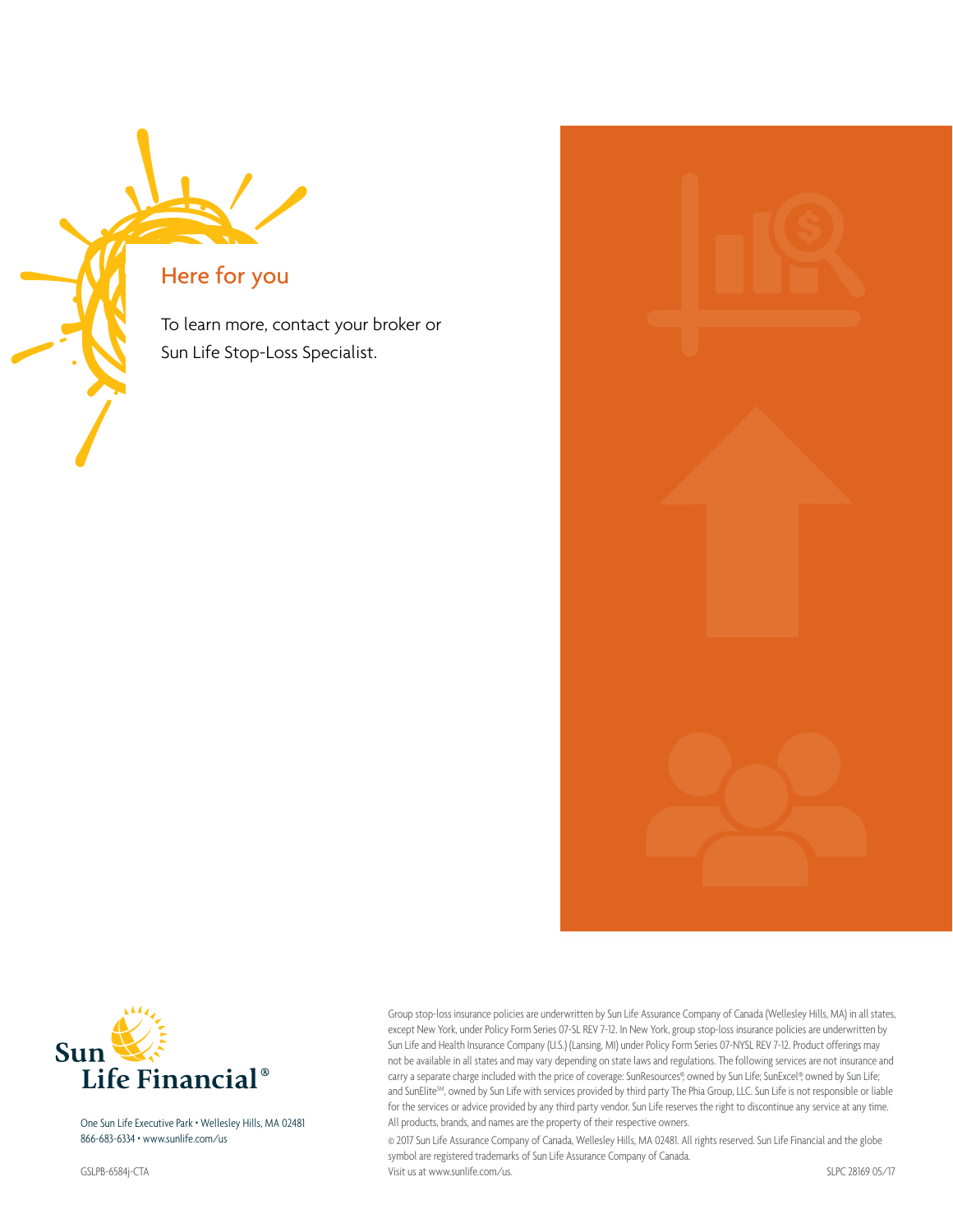## Here for you

To learn more, contact your broker or Sun Life Stop-Loss Specialist.

Sun Life Financial®

One Sun Life Executive Park • Wellesley Hills, MA 02481
866-683-6334 • www.sunlife.com/us

GSLPB-6584j-CTA

Group stop-loss insurance policies are underwritten by Sun Life Assurance Company of Canada (Wellesley Hills, MA) in all states, except New York, under Policy Form Series 07-SL REV 7-12. In New York, group stop-loss insurance policies are underwritten by Sun Life and Health Insurance Company (U.S.) (Lansing, MI) under Policy Form Series 07-NYSL REV 7-12. Product offerings may not be available in all states and may vary depending on state laws and regulations. The following services are not insurance and carry a separate charge included with the price of coverage: SunResources®, owned by Sun Life; SunExcel®, owned by Sun Life; and SunElite℠, owned by Sun Life with services provided by third party The Phia Group, LLC. Sun Life is not responsible or liable for the services or advice provided by any third party vendor. Sun Life reserves the right to discontinue any service at any time. All products, brands, and names are the property of their respective owners.

© 2017 Sun Life Assurance Company of Canada, Wellesley Hills, MA 02481. All rights reserved. Sun Life Financial and the globe symbol are registered trademarks of Sun Life Assurance Company of Canada.
Visit us at www.sunlife.com/us.

SLPC 28169 05/17